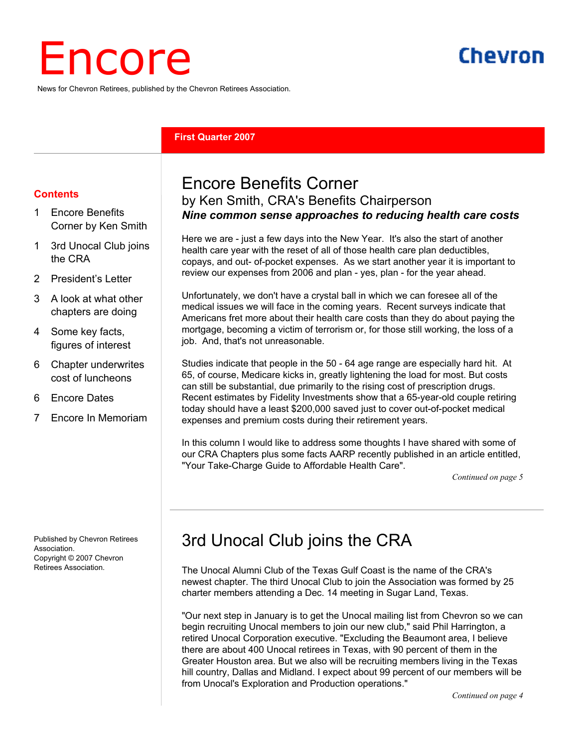# Encore

News for Chevron Retirees, published by the Chevron Retirees Association.

Chevron

**First Quarter 2007**

**Contents**

1 Encore Benefits Corner by Ken Smith
1 3rd Unocal Club joins the CRA
2 President's Letter
3 A look at what other chapters are doing
4 Some key facts, figures of interest
6 Chapter underwrites cost of luncheons
6 Encore Dates
7 Encore In Memoriam

Published by Chevron Retirees Association.
Copyright © 2007 Chevron Retirees Association.

## Encore Benefits Corner

### by Ken Smith, CRA's Benefits Chairperson

***Nine common sense approaches to reducing health care costs***

Here we are - just a few days into the New Year. It's also the start of another health care year with the reset of all of those health care plan deductibles, copays, and out- of-pocket expenses. As we start another year it is important to review our expenses from 2006 and plan - yes, plan - for the year ahead.

Unfortunately, we don't have a crystal ball in which we can foresee all of the medical issues we will face in the coming years. Recent surveys indicate that Americans fret more about their health care costs than they do about paying the mortgage, becoming a victim of terrorism or, for those still working, the loss of a job. And, that's not unreasonable.

Studies indicate that people in the 50 - 64 age range are especially hard hit. At 65, of course, Medicare kicks in, greatly lightening the load for most. But costs can still be substantial, due primarily to the rising cost of prescription drugs. Recent estimates by Fidelity Investments show that a 65-year-old couple retiring today should have a least $200,000 saved just to cover out-of-pocket medical expenses and premium costs during their retirement years.

In this column I would like to address some thoughts I have shared with some of our CRA Chapters plus some facts AARP recently published in an article entitled, "Your Take-Charge Guide to Affordable Health Care".

*Continued on page 5*

## 3rd Unocal Club joins the CRA

The Unocal Alumni Club of the Texas Gulf Coast is the name of the CRA's newest chapter. The third Unocal Club to join the Association was formed by 25 charter members attending a Dec. 14 meeting in Sugar Land, Texas.

"Our next step in January is to get the Unocal mailing list from Chevron so we can begin recruiting Unocal members to join our new club," said Phil Harrington, a retired Unocal Corporation executive. "Excluding the Beaumont area, I believe there are about 400 Unocal retirees in Texas, with 90 percent of them in the Greater Houston area. But we also will be recruiting members living in the Texas hill country, Dallas and Midland. I expect about 99 percent of our members will be from Unocal's Exploration and Production operations."

*Continued on page 4*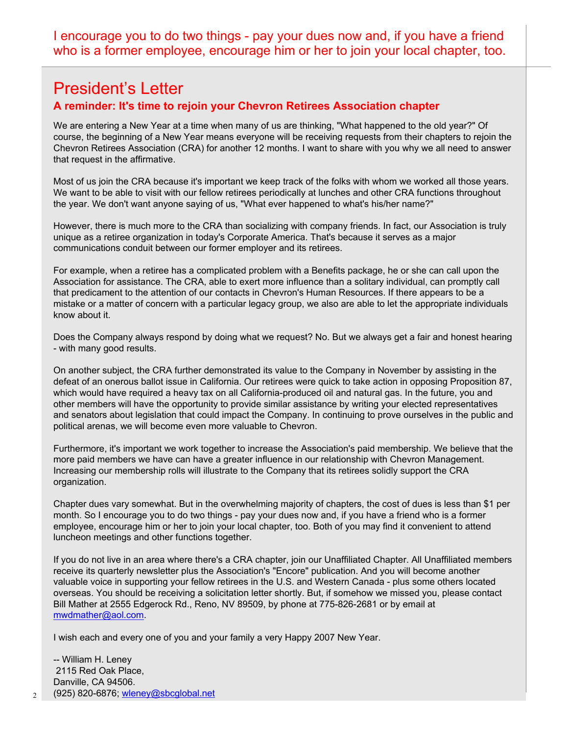I encourage you to do two things - pay your dues now and, if you have a friend who is a former employee, encourage him or her to join your local chapter, too.

# President's Letter

## A reminder: It's time to rejoin your Chevron Retirees Association chapter

We are entering a New Year at a time when many of us are thinking, "What happened to the old year?" Of course, the beginning of a New Year means everyone will be receiving requests from their chapters to rejoin the Chevron Retirees Association (CRA) for another 12 months. I want to share with you why we all need to answer that request in the affirmative.

Most of us join the CRA because it's important we keep track of the folks with whom we worked all those years. We want to be able to visit with our fellow retirees periodically at lunches and other CRA functions throughout the year. We don't want anyone saying of us, "What ever happened to what's his/her name?"

However, there is much more to the CRA than socializing with company friends. In fact, our Association is truly unique as a retiree organization in today's Corporate America. That's because it serves as a major communications conduit between our former employer and its retirees.

For example, when a retiree has a complicated problem with a Benefits package, he or she can call upon the Association for assistance. The CRA, able to exert more influence than a solitary individual, can promptly call that predicament to the attention of our contacts in Chevron's Human Resources. If there appears to be a mistake or a matter of concern with a particular legacy group, we also are able to let the appropriate individuals know about it.

Does the Company always respond by doing what we request? No. But we always get a fair and honest hearing - with many good results.

On another subject, the CRA further demonstrated its value to the Company in November by assisting in the defeat of an onerous ballot issue in California. Our retirees were quick to take action in opposing Proposition 87, which would have required a heavy tax on all California-produced oil and natural gas. In the future, you and other members will have the opportunity to provide similar assistance by writing your elected representatives and senators about legislation that could impact the Company. In continuing to prove ourselves in the public and political arenas, we will become even more valuable to Chevron.

Furthermore, it's important we work together to increase the Association's paid membership. We believe that the more paid members we have can have a greater influence in our relationship with Chevron Management. Increasing our membership rolls will illustrate to the Company that its retirees solidly support the CRA organization.

Chapter dues vary somewhat. But in the overwhelming majority of chapters, the cost of dues is less than $1 per month. So I encourage you to do two things - pay your dues now and, if you have a friend who is a former employee, encourage him or her to join your local chapter, too. Both of you may find it convenient to attend luncheon meetings and other functions together.

If you do not live in an area where there's a CRA chapter, join our Unaffiliated Chapter. All Unaffiliated members receive its quarterly newsletter plus the Association's "Encore" publication. And you will become another valuable voice in supporting your fellow retirees in the U.S. and Western Canada - plus some others located overseas. You should be receiving a solicitation letter shortly. But, if somehow we missed you, please contact Bill Mather at 2555 Edgerock Rd., Reno, NV 89509, by phone at 775-826-2681 or by email at mwdmather@aol.com.

I wish each and every one of you and your family a very Happy 2007 New Year.

-- William H. Leney
2115 Red Oak Place,
Danville, CA 94506.
(925) 820-6876; wleney@sbcglobal.net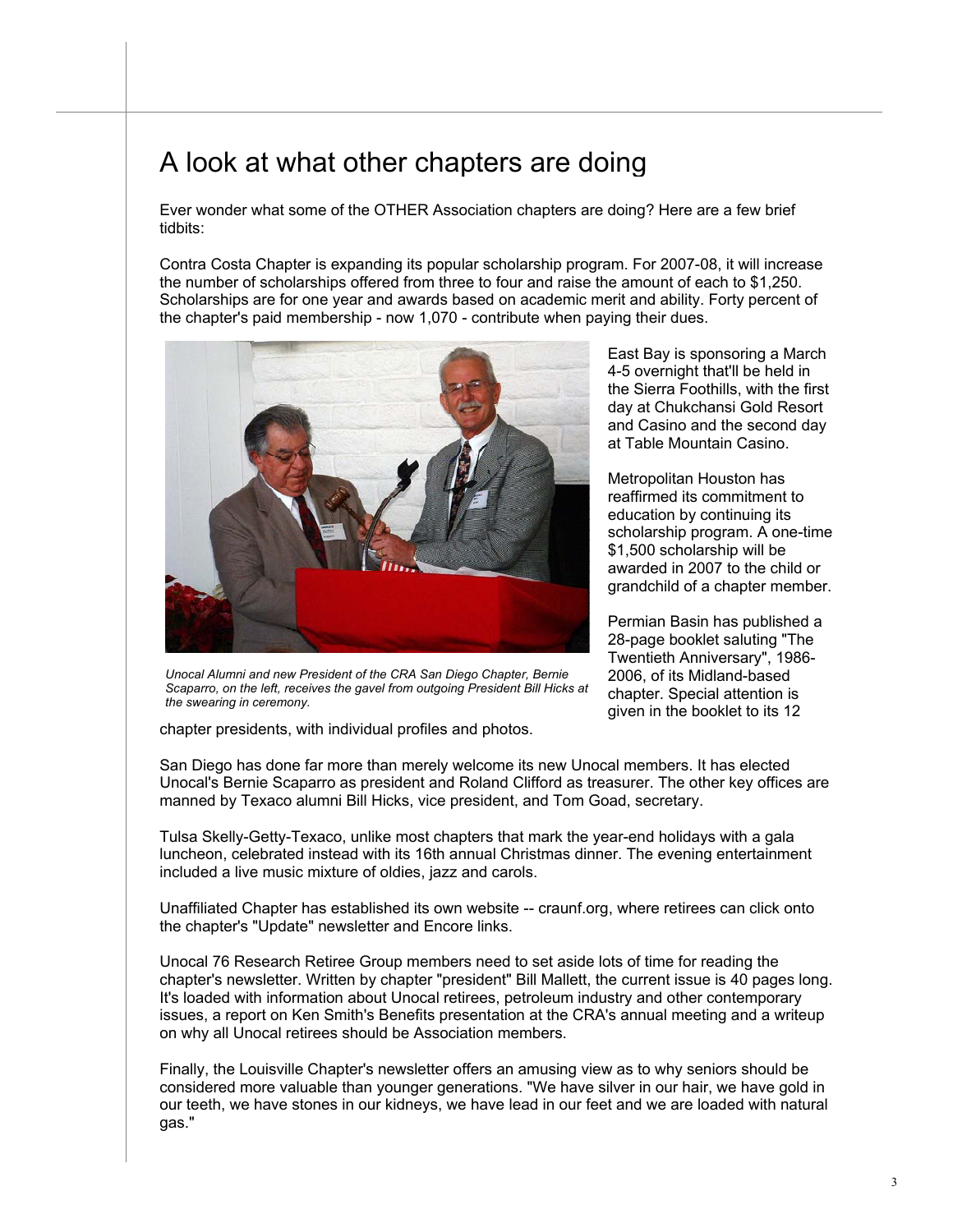# A look at what other chapters are doing

Ever wonder what some of the OTHER Association chapters are doing? Here are a few brief tidbits:

Contra Costa Chapter is expanding its popular scholarship program. For 2007-08, it will increase the number of scholarships offered from three to four and raise the amount of each to $1,250. Scholarships are for one year and awards based on academic merit and ability. Forty percent of the chapter's paid membership - now 1,070 - contribute when paying their dues.

*Unocal Alumni and new President of the CRA San Diego Chapter, Bernie Scaparro, on the left, receives the gavel from outgoing President Bill Hicks at the swearing in ceremony.*

East Bay is sponsoring a March 4-5 overnight that'll be held in the Sierra Foothills, with the first day at Chukchansi Gold Resort and Casino and the second day at Table Mountain Casino.

Metropolitan Houston has reaffirmed its commitment to education by continuing its scholarship program. A one-time $1,500 scholarship will be awarded in 2007 to the child or grandchild of a chapter member.

Permian Basin has published a 28-page booklet saluting "The Twentieth Anniversary", 1986-2006, of its Midland-based chapter. Special attention is given in the booklet to its 12 chapter presidents, with individual profiles and photos.

San Diego has done far more than merely welcome its new Unocal members. It has elected Unocal's Bernie Scaparro as president and Roland Clifford as treasurer. The other key offices are manned by Texaco alumni Bill Hicks, vice president, and Tom Goad, secretary.

Tulsa Skelly-Getty-Texaco, unlike most chapters that mark the year-end holidays with a gala luncheon, celebrated instead with its 16th annual Christmas dinner. The evening entertainment included a live music mixture of oldies, jazz and carols.

Unaffiliated Chapter has established its own website -- craunf.org, where retirees can click onto the chapter's "Update" newsletter and Encore links.

Unocal 76 Research Retiree Group members need to set aside lots of time for reading the chapter's newsletter. Written by chapter "president" Bill Mallett, the current issue is 40 pages long. It's loaded with information about Unocal retirees, petroleum industry and other contemporary issues, a report on Ken Smith's Benefits presentation at the CRA's annual meeting and a writeup on why all Unocal retirees should be Association members.

Finally, the Louisville Chapter's newsletter offers an amusing view as to why seniors should be considered more valuable than younger generations. "We have silver in our hair, we have gold in our teeth, we have stones in our kidneys, we have lead in our feet and we are loaded with natural gas."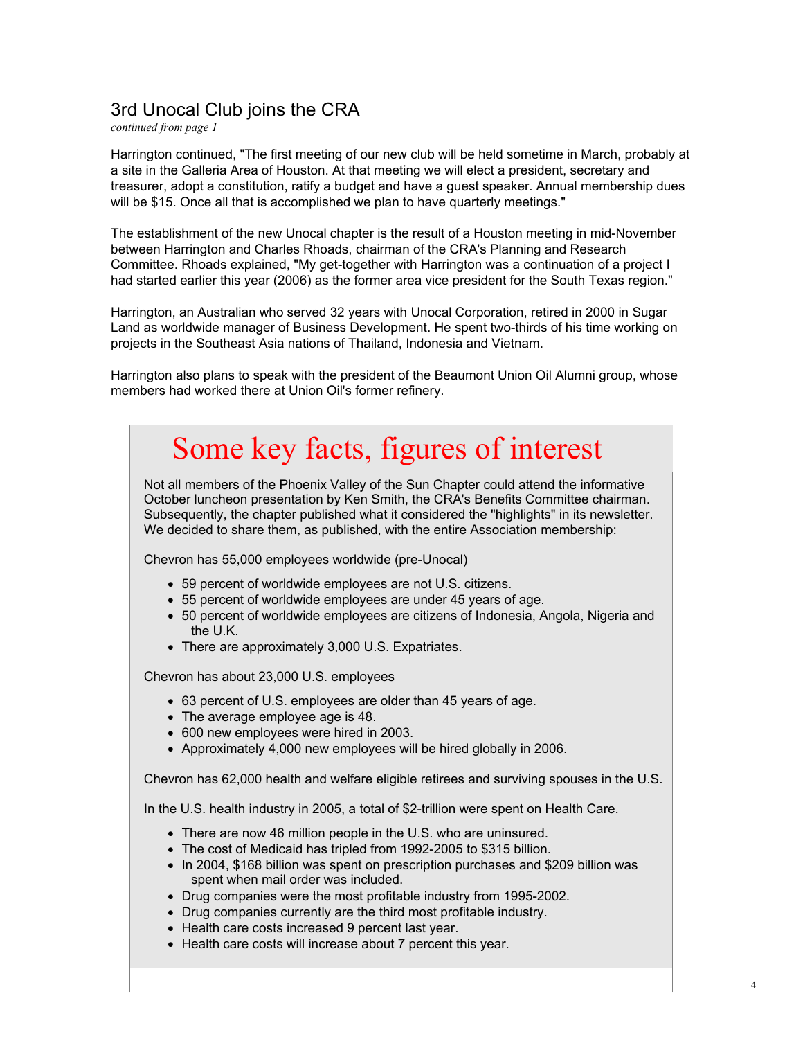## 3rd Unocal Club joins the CRA

*continued from page 1*

Harrington continued, "The first meeting of our new club will be held sometime in March, probably at a site in the Galleria Area of Houston. At that meeting we will elect a president, secretary and treasurer, adopt a constitution, ratify a budget and have a guest speaker. Annual membership dues will be $15. Once all that is accomplished we plan to have quarterly meetings."

The establishment of the new Unocal chapter is the result of a Houston meeting in mid-November between Harrington and Charles Rhoads, chairman of the CRA's Planning and Research Committee. Rhoads explained, "My get-together with Harrington was a continuation of a project I had started earlier this year (2006) as the former area vice president for the South Texas region."

Harrington, an Australian who served 32 years with Unocal Corporation, retired in 2000 in Sugar Land as worldwide manager of Business Development. He spent two-thirds of his time working on projects in the Southeast Asia nations of Thailand, Indonesia and Vietnam.

Harrington also plans to speak with the president of the Beaumont Union Oil Alumni group, whose members had worked there at Union Oil's former refinery.

# Some key facts, figures of interest

Not all members of the Phoenix Valley of the Sun Chapter could attend the informative October luncheon presentation by Ken Smith, the CRA's Benefits Committee chairman. Subsequently, the chapter published what it considered the "highlights" in its newsletter. We decided to share them, as published, with the entire Association membership:

Chevron has 55,000 employees worldwide (pre-Unocal)

- 59 percent of worldwide employees are not U.S. citizens.
- 55 percent of worldwide employees are under 45 years of age.
- 50 percent of worldwide employees are citizens of Indonesia, Angola, Nigeria and the U.K.
- There are approximately 3,000 U.S. Expatriates.

Chevron has about 23,000 U.S. employees

- 63 percent of U.S. employees are older than 45 years of age.
- The average employee age is 48.
- 600 new employees were hired in 2003.
- Approximately 4,000 new employees will be hired globally in 2006.

Chevron has 62,000 health and welfare eligible retirees and surviving spouses in the U.S.

In the U.S. health industry in 2005, a total of $2-trillion were spent on Health Care.

- There are now 46 million people in the U.S. who are uninsured.
- The cost of Medicaid has tripled from 1992-2005 to $315 billion.
- In 2004, $168 billion was spent on prescription purchases and $209 billion was spent when mail order was included.
- Drug companies were the most profitable industry from 1995-2002.
- Drug companies currently are the third most profitable industry.
- Health care costs increased 9 percent last year.
- Health care costs will increase about 7 percent this year.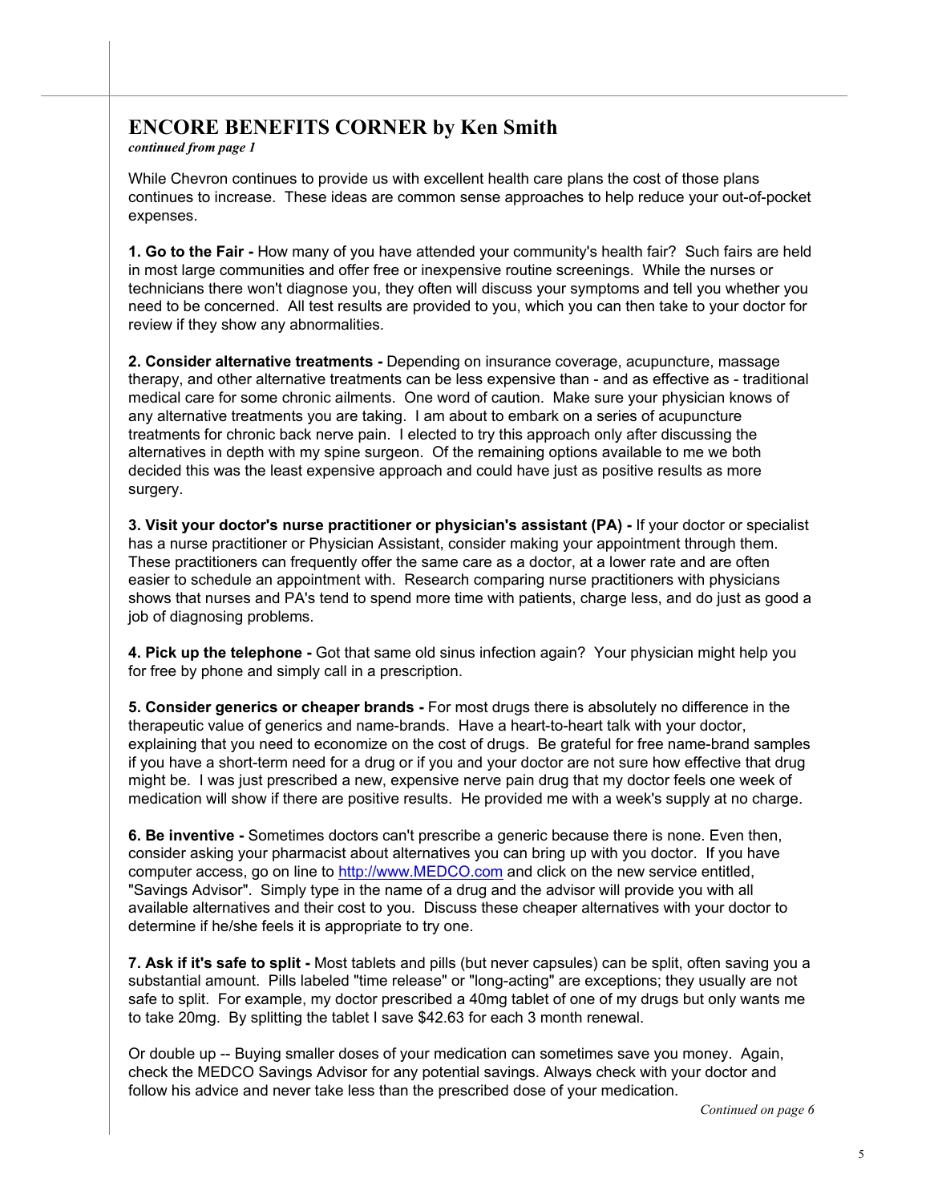## ENCORE BENEFITS CORNER by Ken Smith

***continued from page 1***

While Chevron continues to provide us with excellent health care plans the cost of those plans continues to increase. These ideas are common sense approaches to help reduce your out-of-pocket expenses.

**1. Go to the Fair -** How many of you have attended your community's health fair? Such fairs are held in most large communities and offer free or inexpensive routine screenings. While the nurses or technicians there won't diagnose you, they often will discuss your symptoms and tell you whether you need to be concerned. All test results are provided to you, which you can then take to your doctor for review if they show any abnormalities.

**2. Consider alternative treatments -** Depending on insurance coverage, acupuncture, massage therapy, and other alternative treatments can be less expensive than - and as effective as - traditional medical care for some chronic ailments. One word of caution. Make sure your physician knows of any alternative treatments you are taking. I am about to embark on a series of acupuncture treatments for chronic back nerve pain. I elected to try this approach only after discussing the alternatives in depth with my spine surgeon. Of the remaining options available to me we both decided this was the least expensive approach and could have just as positive results as more surgery.

**3. Visit your doctor's nurse practitioner or physician's assistant (PA) -** If your doctor or specialist has a nurse practitioner or Physician Assistant, consider making your appointment through them. These practitioners can frequently offer the same care as a doctor, at a lower rate and are often easier to schedule an appointment with. Research comparing nurse practitioners with physicians shows that nurses and PA's tend to spend more time with patients, charge less, and do just as good a job of diagnosing problems.

**4. Pick up the telephone -** Got that same old sinus infection again? Your physician might help you for free by phone and simply call in a prescription.

**5. Consider generics or cheaper brands -** For most drugs there is absolutely no difference in the therapeutic value of generics and name-brands. Have a heart-to-heart talk with your doctor, explaining that you need to economize on the cost of drugs. Be grateful for free name-brand samples if you have a short-term need for a drug or if you and your doctor are not sure how effective that drug might be. I was just prescribed a new, expensive nerve pain drug that my doctor feels one week of medication will show if there are positive results. He provided me with a week's supply at no charge.

**6. Be inventive -** Sometimes doctors can't prescribe a generic because there is none. Even then, consider asking your pharmacist about alternatives you can bring up with you doctor. If you have computer access, go on line to [http://www.MEDCO.com](http://www.MEDCO.com) and click on the new service entitled, "Savings Advisor". Simply type in the name of a drug and the advisor will provide you with all available alternatives and their cost to you. Discuss these cheaper alternatives with your doctor to determine if he/she feels it is appropriate to try one.

**7. Ask if it's safe to split -** Most tablets and pills (but never capsules) can be split, often saving you a substantial amount. Pills labeled "time release" or "long-acting" are exceptions; they usually are not safe to split. For example, my doctor prescribed a 40mg tablet of one of my drugs but only wants me to take 20mg. By splitting the tablet I save $42.63 for each 3 month renewal.

Or double up -- Buying smaller doses of your medication can sometimes save you money. Again, check the MEDCO Savings Advisor for any potential savings. Always check with your doctor and follow his advice and never take less than the prescribed dose of your medication.

*Continued on page 6*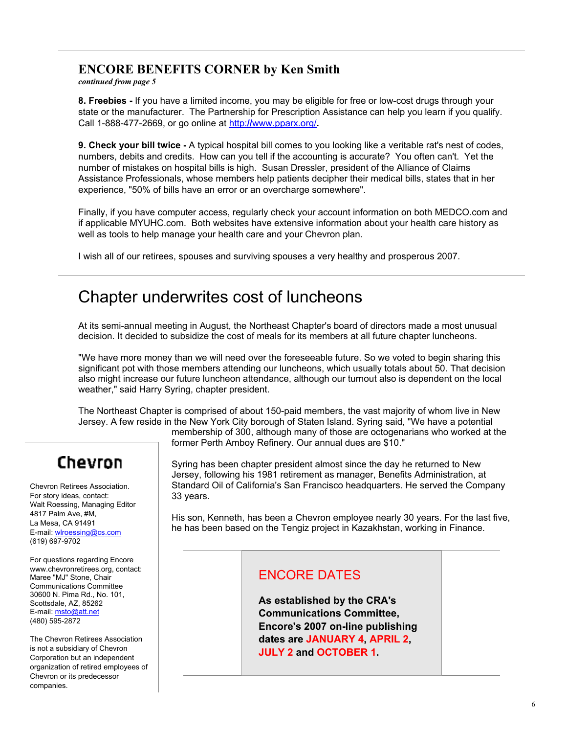## ENCORE BENEFITS CORNER by Ken Smith

***continued from page 5***

**8. Freebies -** If you have a limited income, you may be eligible for free or low-cost drugs through your state or the manufacturer. The Partnership for Prescription Assistance can help you learn if you qualify. Call 1-888-477-2669, or go online at http://www.pparx.org/.

**9. Check your bill twice -** A typical hospital bill comes to you looking like a veritable rat's nest of codes, numbers, debits and credits. How can you tell if the accounting is accurate? You often can't. Yet the number of mistakes on hospital bills is high. Susan Dressler, president of the Alliance of Claims Assistance Professionals, whose members help patients decipher their medical bills, states that in her experience, "50% of bills have an error or an overcharge somewhere".

Finally, if you have computer access, regularly check your account information on both MEDCO.com and if applicable MYUHC.com. Both websites have extensive information about your health care history as well as tools to help manage your health care and your Chevron plan.

I wish all of our retirees, spouses and surviving spouses a very healthy and prosperous 2007.

---

# Chapter underwrites cost of luncheons

At its semi-annual meeting in August, the Northeast Chapter's board of directors made a most unusual decision. It decided to subsidize the cost of meals for its members at all future chapter luncheons.

"We have more money than we will need over the foreseeable future. So we voted to begin sharing this significant pot with those members attending our luncheons, which usually totals about 50. That decision also might increase our future luncheon attendance, although our turnout also is dependent on the local weather," said Harry Syring, chapter president.

The Northeast Chapter is comprised of about 150-paid members, the vast majority of whom live in New Jersey. A few reside in the New York City borough of Staten Island. Syring said, "We have a potential membership of 300, although many of those are octogenarians who worked at the former Perth Amboy Refinery. Our annual dues are $10."

Syring has been chapter president almost since the day he returned to New Jersey, following his 1981 retirement as manager, Benefits Administration, at Standard Oil of California's San Francisco headquarters. He served the Company 33 years.

His son, Kenneth, has been a Chevron employee nearly 30 years. For the last five, he has been based on the Tengiz project in Kazakhstan, working in Finance.

## ENCORE DATES

**As established by the CRA's Communications Committee, Encore's 2007 on-line publishing dates are JANUARY 4, APRIL 2, JULY 2 and OCTOBER 1.**

---

**Chevron**

Chevron Retirees Association.
For story ideas, contact:
Walt Roessing, Managing Editor
4817 Palm Ave, #M,
La Mesa, CA 91491
E-mail: wlroessing@cs.com
(619) 697-9702

For questions regarding Encore www.chevronretirees.org, contact:
Maree "MJ" Stone, Chair
Communications Committee
30600 N. Pima Rd., No. 101,
Scottsdale, AZ, 85262
E-mail: msto@att.net
(480) 595-2872

The Chevron Retirees Association is not a subsidiary of Chevron Corporation but an independent organization of retired employees of Chevron or its predecessor companies.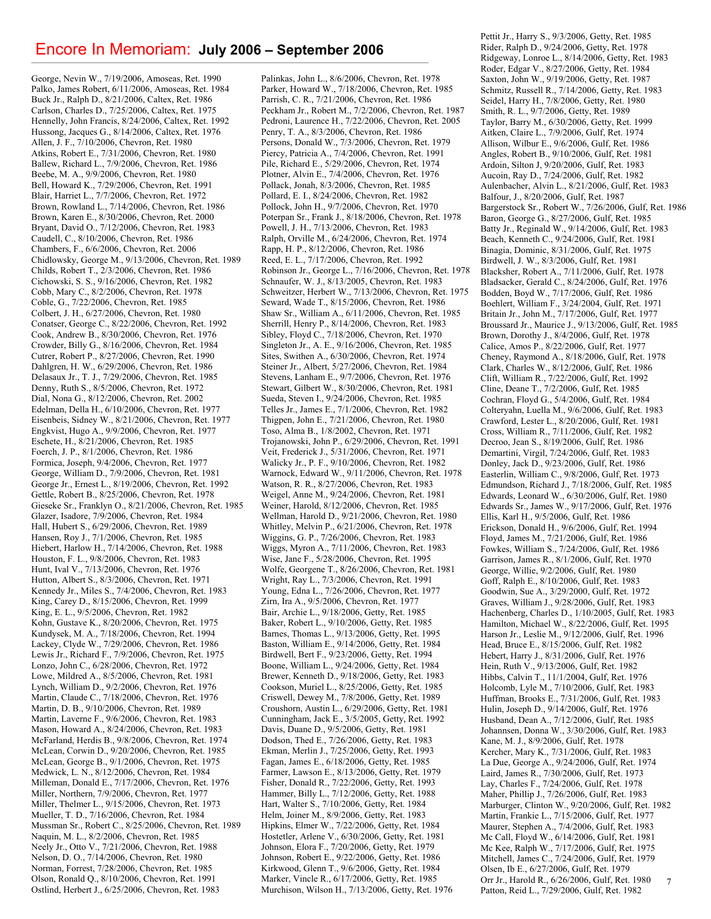# Encore In Memoriam: **July 2006 – September 2006**

George, Nevin W., 7/19/2006, Amoseas, Ret. 1990
Palko, James Robert, 6/11/2006, Amoseas, Ret. 1984
Buck Jr., Ralph D., 8/21/2006, Caltex, Ret. 1986
Carlson, Charles D., 7/25/2006, Caltex, Ret. 1975
Hennelly, John Francis, 8/24/2006, Caltex, Ret. 1992
Hussong, Jacques G., 8/14/2006, Caltex, Ret. 1976
Allen, J. F., 7/10/2006, Chevron, Ret. 1980
Atkins, Robert E., 7/31/2006, Chevron, Ret. 1980
Ballew, Richard L., 7/9/2006, Chevron, Ret. 1986
Beebe, M. A., 9/9/2006, Chevron, Ret. 1980
Bell, Howard K., 7/29/2006, Chevron, Ret. 1991
Blair, Harriet L., 7/7/2006, Chevron, Ret. 1972
Brown, Rowland L., 7/14/2006, Chevron, Ret. 1986
Brown, Karen E., 8/30/2006, Chevron, Ret. 2000
Bryant, David O., 7/12/2006, Chevron, Ret. 1983
Caudell, C., 8/10/2006, Chevron, Ret. 1986
Chambers, F., 6/6/2006, Chevron, Ret. 2006
Chidlowsky, George M., 9/13/2006, Chevron, Ret. 1989
Childs, Robert T., 2/3/2006, Chevron, Ret. 1986
Cichowski, S. S., 9/16/2006, Chevron, Ret. 1982
Cobb, Mary C., 8/2/2006, Chevron, Ret. 1978
Coble, G., 7/22/2006, Chevron, Ret. 1985
Colbert, J. H., 6/27/2006, Chevron, Ret. 1980
Conatser, George C., 8/22/2006, Chevron, Ret. 1992
Cook, Andrew B., 8/30/2006, Chevron, Ret. 1976
Crowder, Billy G., 8/16/2006, Chevron, Ret. 1984
Cutrer, Robert P., 8/27/2006, Chevron, Ret. 1990
Dahlgren, H. W., 6/29/2006, Chevron, Ret. 1986
Delasaux Jr., T. J., 7/29/2006, Chevron, Ret. 1985
Denny, Ruth S., 8/5/2006, Chevron, Ret. 1972
Dial, Nona G., 8/12/2006, Chevron, Ret. 2002
Edelman, Della H., 6/10/2006, Chevron, Ret. 1977
Eisenbeis, Sidney W., 8/21/2006, Chevron, Ret. 1977
Engkvist, Hugo A., 9/9/2006, Chevron, Ret. 1977
Eschete, H., 8/21/2006, Chevron, Ret. 1985
Foerch, J. P., 8/1/2006, Chevron, Ret. 1986
Formica, Joseph, 9/4/2006, Chevron, Ret. 1977
George, William D., 7/9/2006, Chevron, Ret. 1981
George Jr., Ernest L., 8/19/2006, Chevron, Ret. 1992
Gettle, Robert B., 8/25/2006, Chevron, Ret. 1978
Gieseke Sr., Franklyn O., 8/21/2006, Chevron, Ret. 1985
Glazer, Isadore, 7/9/2006, Chevron, Ret. 1984
Hall, Hubert S., 6/29/2006, Chevron, Ret. 1989
Hansen, Roy J., 7/1/2006, Chevron, Ret. 1985
Hiebert, Harlow H., 7/14/2006, Chevron, Ret. 1988
Houston, F. L., 9/8/2006, Chevron, Ret. 1983
Hunt, Ival V., 7/13/2006, Chevron, Ret. 1976
Hutton, Albert S., 8/3/2006, Chevron, Ret. 1971
Kennedy Jr., Miles S., 7/4/2006, Chevron, Ret. 1983
King, Carey D., 8/15/2006, Chevron, Ret. 1999
King, E. L., 9/5/2006, Chevron, Ret. 1982
Kohn, Gustave K., 8/20/2006, Chevron, Ret. 1975
Kundysek, M. A., 7/18/2006, Chevron, Ret. 1994
Lackey, Clyde W., 7/29/2006, Chevron, Ret. 1986
Lewis Jr., Richard F., 7/9/2006, Chevron, Ret. 1975
Lonzo, John C., 6/28/2006, Chevron, Ret. 1972
Lowe, Mildred A., 8/5/2006, Chevron, Ret. 1981
Lynch, William D., 9/2/2006, Chevron, Ret. 1976
Martin, Claude C., 7/18/2006, Chevron, Ret. 1976
Martin, D. B., 9/10/2006, Chevron, Ret. 1989
Martin, Laverne F., 9/6/2006, Chevron, Ret. 1983
Mason, Howard A., 8/24/2006, Chevron, Ret. 1983
McFarland, Herdis B., 9/8/2006, Chevron, Ret. 1974
McLean, Corwin D., 9/20/2006, Chevron, Ret. 1985
McLean, George B., 9/1/2006, Chevron, Ret. 1975
Medwick, L. N., 8/12/2006, Chevron, Ret. 1984
Milleman, Donald E., 7/17/2006, Chevron, Ret. 1976
Miller, Northern, 7/9/2006, Chevron, Ret. 1977
Miller, Thelmer L., 9/15/2006, Chevron, Ret. 1973
Mueller, T. D., 7/16/2006, Chevron, Ret. 1984
Mussman Sr., Robert C., 8/25/2006, Chevron, Ret. 1989
Naquin, M. L., 8/2/2006, Chevron, Ret. 1985
Neely Jr., Otto V., 7/21/2006, Chevron, Ret. 1988
Nelson, D. O., 7/14/2006, Chevron, Ret. 1980
Norman, Forrest, 7/28/2006, Chevron, Ret. 1985
Olson, Ronald Q., 8/10/2006, Chevron, Ret. 1991
Ostlind, Herbert J., 6/25/2006, Chevron, Ret. 1983
Palinkas, John L., 8/6/2006, Chevron, Ret. 1978
Parker, Howard W., 7/18/2006, Chevron, Ret. 1985
Parrish, C. R., 7/21/2006, Chevron, Ret. 1986
Peckham Jr., Robert M., 7/2/2006, Chevron, Ret. 1987
Pedroni, Laurence H., 7/22/2006, Chevron, Ret. 2005
Penry, T. A., 8/3/2006, Chevron, Ret. 1986
Persons, Donald W., 7/3/2006, Chevron, Ret. 1979
Piercy, Patricia A., 7/4/2006, Chevron, Ret. 1991
Pile, Richard E., 5/29/2006, Chevron, Ret. 1974
Plotner, Alvin E., 7/4/2006, Chevron, Ret. 1976
Pollack, Jonah, 8/3/2006, Chevron, Ret. 1985
Pollard, E. I., 8/24/2006, Chevron, Ret. 1982
Pollock, John H., 9/7/2006, Chevron, Ret. 1970
Poterpan Sr., Frank J., 8/18/2006, Chevron, Ret. 1978
Powell, J. H., 7/13/2006, Chevron, Ret. 1983
Ralph, Orville M., 6/24/2006, Chevron, Ret. 1974
Rapp, H. P., 8/12/2006, Chevron, Ret. 1986
Reed, E. L., 7/17/2006, Chevron, Ret. 1992
Robinson Jr., George L., 7/16/2006, Chevron, Ret. 1978
Schnaufer, W. J., 8/13/2005, Chevron, Ret. 1983
Schweitzer, Herbert W., 7/13/2006, Chevron, Ret. 1975
Seward, Wade T., 8/15/2006, Chevron, Ret. 1986
Shaw Sr., William A., 6/11/2006, Chevron, Ret. 1985
Sherrill, Henry P., 8/14/2006, Chevron, Ret. 1983
Sibley, Floyd C., 7/18/2006, Chevron, Ret. 1970
Singleton Jr., A. E., 9/16/2006, Chevron, Ret. 1985
Sites, Swithen A., 6/30/2006, Chevron, Ret. 1974
Steiner Jr., Albert, 5/27/2006, Chevron, Ret. 1984
Stevens, Lanham E., 9/7/2006, Chevron, Ret. 1976
Stewart, Gilbert W., 8/30/2006, Chevron, Ret. 1981
Sueda, Steven I., 9/24/2006, Chevron, Ret. 1985
Telles Jr., James E., 7/1/2006, Chevron, Ret. 1982
Thigpen, John E., 7/21/2006, Chevron, Ret. 1980
Toso, Alma B., 1/8/2002, Chevron, Ret. 1971
Trojanowski, John P., 6/29/2006, Chevron, Ret. 1991
Veit, Frederick J., 5/31/2006, Chevron, Ret. 1971
Walicky Jr., P. F., 9/10/2006, Chevron, Ret. 1982
Warnock, Edward W., 9/11/2006, Chevron, Ret. 1978
Watson, R. R., 8/27/2006, Chevron, Ret. 1983
Weigel, Anne M., 9/24/2006, Chevron, Ret. 1981
Weiner, Harold, 8/12/2006, Chevron, Ret. 1985
Wellman, Harold D., 9/21/2006, Chevron, Ret. 1980
Whitley, Melvin P., 6/21/2006, Chevron, Ret. 1978
Wiggins, G. P., 7/26/2006, Chevron, Ret. 1983
Wiggs, Myron A., 7/11/2006, Chevron, Ret. 1983
Wise, Jane F., 5/28/2006, Chevron, Ret. 1995
Wolfe, Georgene T., 8/26/2006, Chevron, Ret. 1981
Wright, Ray L., 7/3/2006, Chevron, Ret. 1991
Young, Edna L., 7/26/2006, Chevron, Ret. 1977
Zirn, Ira A., 9/5/2006, Chevron, Ret. 1977
Bair, Archie L., 9/18/2006, Getty, Ret. 1985
Baker, Robert L., 9/10/2006, Getty, Ret. 1985
Barnes, Thomas L., 9/13/2006, Getty, Ret. 1995
Baston, William E., 9/14/2006, Getty, Ret. 1984
Birdwell, Bert F., 9/23/2006, Getty, Ret. 1994
Boone, William L., 9/24/2006, Getty, Ret. 1984
Brewer, Kenneth D., 9/18/2006, Getty, Ret. 1983
Cookson, Muriel L., 8/25/2006, Getty, Ret. 1985
Criswell, Dewey M., 7/8/2006, Getty, Ret. 1989
Croushorn, Austin L., 6/29/2006, Getty, Ret. 1981
Cunningham, Jack E., 3/5/2005, Getty, Ret. 1992
Davis, Duane D., 9/5/2006, Getty, Ret. 1981
Dodson, Thed E., 7/26/2006, Getty, Ret. 1983
Ekman, Merlin J., 7/25/2006, Getty, Ret. 1993
Fagan, James E., 6/18/2006, Getty, Ret. 1985
Farmer, Lawson E., 8/13/2006, Getty, Ret. 1979
Fisher, Donald R., 7/22/2006, Getty, Ret. 1993
Hammer, Billy L., 7/12/2006, Getty, Ret. 1988
Hart, Walter S., 7/10/2006, Getty, Ret. 1984
Helm, Joiner M., 8/9/2006, Getty, Ret. 1983
Hipkins, Elmer W., 7/22/2006, Getty, Ret. 1984
Hostetler, Arlene V., 6/30/2006, Getty, Ret. 1981
Johnson, Elora F., 7/20/2006, Getty, Ret. 1979
Johnson, Robert E., 9/22/2006, Getty, Ret. 1986
Kirkwood, Glenn T., 9/6/2006, Getty, Ret. 1984
Marker, Vincle R., 6/17/2006, Getty, Ret. 1985
Murchison, Wilson H., 7/13/2006, Getty, Ret. 1976
Pettit Jr., Harry S., 9/3/2006, Getty, Ret. 1985
Rider, Ralph D., 9/24/2006, Getty, Ret. 1978
Ridgeway, Lonroe L., 8/14/2006, Getty, Ret. 1983
Roder, Edgar V., 8/27/2006, Getty, Ret. 1984
Saxton, John W., 9/19/2006, Getty, Ret. 1987
Schmitz, Russell R., 7/14/2006, Getty, Ret. 1983
Seidel, Harry H., 7/8/2006, Getty, Ret. 1980
Smith, R. L., 9/7/2006, Getty, Ret. 1989
Taylor, Barry M., 6/30/2006, Getty, Ret. 1999
Aitken, Claire L., 7/9/2006, Gulf, Ret. 1974
Allison, Wilbur E., 9/6/2006, Gulf, Ret. 1986
Angles, Robert B., 9/10/2006, Gulf, Ret. 1981
Ardoin, Silton J, 9/20/2006, Gulf, Ret. 1983
Aucoin, Ray D., 7/24/2006, Gulf, Ret. 1982
Aulenbacher, Alvin L., 8/21/2006, Gulf, Ret. 1983
Balfour, J., 8/20/2006, Gulf, Ret. 1987
Bargerstock Sr., Robert W., 7/26/2006, Gulf, Ret. 1986
Baron, George G., 8/27/2006, Gulf, Ret. 1985
Batty Jr., Reginald W., 9/14/2006, Gulf, Ret. 1983
Beach, Kenneth C., 9/24/2006, Gulf, Ret. 1981
Binagia, Dominic, 8/31/2006, Gulf, Ret. 1975
Birdwell, J. W., 8/3/2006, Gulf, Ret. 1981
Blacksher, Robert A., 7/11/2006, Gulf, Ret. 1978
Bladsacker, Gerald C., 8/24/2006, Gulf, Ret. 1976
Bodden, Boyd W., 7/17/2006, Gulf, Ret. 1986
Boehlert, William F., 3/24/2004, Gulf, Ret. 1971
Britain Jr., John M., 7/17/2006, Gulf, Ret. 1977
Broussard Jr., Maurice J., 9/13/2006, Gulf, Ret. 1985
Brown, Dorothy J., 8/4/2006, Gulf, Ret. 1978
Calice, Amos P., 8/22/2006, Gulf, Ret. 1977
Cheney, Raymond A., 8/18/2006, Gulf, Ret. 1978
Clark, Charles W., 8/12/2006, Gulf, Ret. 1986
Clift, William R., 7/22/2006, Gulf, Ret. 1992
Cline, Deane T., 7/2/2006, Gulf, Ret. 1985
Cochran, Floyd G., 5/4/2006, Gulf, Ret. 1984
Colteryahn, Luella M., 9/6/2006, Gulf, Ret. 1983
Crawford, Lester L., 8/20/2006, Gulf, Ret. 1981
Cross, William R., 7/11/2006, Gulf, Ret. 1982
Decroo, Jean S., 8/19/2006, Gulf, Ret. 1986
Demartini, Virgil, 7/24/2006, Gulf, Ret. 1983
Donley, Jack D., 9/23/2006, Gulf, Ret. 1986
Easterlin, William C., 9/8/2006, Gulf, Ret. 1973
Edmundson, Richard J., 7/18/2006, Gulf, Ret. 1985
Edwards, Leonard W., 6/30/2006, Gulf, Ret. 1980
Edwards Sr., James W., 9/17/2006, Gulf, Ret. 1976
Ellis, Karl H., 9/5/2006, Gulf, Ret. 1986
Erickson, Donald H., 9/6/2006, Gulf, Ret. 1994
Floyd, James M., 7/21/2006, Gulf, Ret. 1986
Fowkes, William S., 7/24/2006, Gulf, Ret. 1986
Garrison, James R., 8/1/2006, Gulf, Ret. 1970
George, Willie, 9/2/2006, Gulf, Ret. 1980
Goff, Ralph E., 8/10/2006, Gulf, Ret. 1983
Goodwin, Sue A., 3/29/2000, Gulf, Ret. 1972
Graves, William J., 9/28/2006, Gulf, Ret. 1983
Hachenberg, Charles D., 1/10/2005, Gulf, Ret. 1983
Hamilton, Michael W., 8/22/2006, Gulf, Ret. 1995
Harson Jr., Leslie M., 9/12/2006, Gulf, Ret. 1996
Head, Bruce E., 8/15/2006, Gulf, Ret. 1982
Hebert, Harry J., 8/31/2006, Gulf, Ret. 1976
Hein, Ruth V., 9/13/2006, Gulf, Ret. 1982
Hibbs, Calvin T., 11/1/2004, Gulf, Ret. 1976
Holcomb, Lyle M., 7/10/2006, Gulf, Ret. 1983
Huffman, Brooks E., 7/31/2006, Gulf, Ret. 1983
Hulin, Joseph D., 9/14/2006, Gulf, Ret. 1976
Husband, Dean A., 7/12/2006, Gulf, Ret. 1985
Johannsen, Donna W., 3/30/2006, Gulf, Ret. 1983
Kane, M. J., 8/9/2006, Gulf, Ret. 1978
Kercher, Mary K., 7/31/2006, Gulf, Ret. 1983
La Due, George A., 9/24/2006, Gulf, Ret. 1974
Laird, James R., 7/30/2006, Gulf, Ret. 1973
Lay, Charles F., 7/24/2006, Gulf, Ret. 1978
Maher, Phillip J., 7/26/2006, Gulf, Ret. 1983
Marburger, Clinton W., 9/20/2006, Gulf, Ret. 1982
Martin, Frankie L., 7/15/2006, Gulf, Ret. 1977
Maurer, Stephen A., 7/4/2006, Gulf, Ret. 1983
Mc Call, Floyd W., 6/14/2006, Gulf, Ret. 1981
Mc Kee, Ralph W., 7/17/2006, Gulf, Ret. 1975
Mitchell, James C., 7/24/2006, Gulf, Ret. 1979
Olsen, Ib E., 6/27/2006, Gulf, Ret. 1979
Orr Jr., Harold R., 6/26/2006, Gulf, Ret. 1980
Patton, Reid L., 7/29/2006, Gulf, Ret. 1982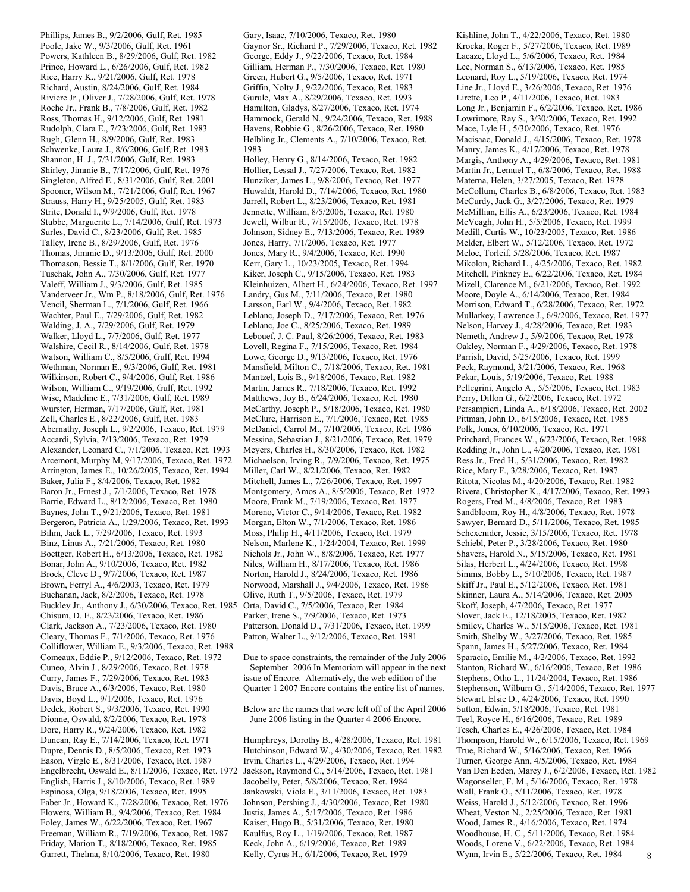Phillips, James B., 9/2/2006, Gulf, Ret. 1985
Poole, Jake W., 9/3/2006, Gulf, Ret. 1961
Powers, Kathleen B., 8/29/2006, Gulf, Ret. 1982
Prince, Howard L., 6/26/2006, Gulf, Ret. 1982
Rice, Harry K., 9/21/2006, Gulf, Ret. 1978
Richard, Austin, 8/24/2006, Gulf, Ret. 1984
Riviere Jr., Oliver J., 7/28/2006, Gulf, Ret. 1978
Roche Jr., Frank B., 7/8/2006, Gulf, Ret. 1982
Ross, Thomas H., 9/12/2006, Gulf, Ret. 1981
Rudolph, Clara E., 7/23/2006, Gulf, Ret. 1983
Rugh, Glenn H., 8/9/2006, Gulf, Ret. 1983
Schwenke, Laura J., 8/6/2006, Gulf, Ret. 1983
Shannon, H. J., 7/31/2006, Gulf, Ret. 1983
Shirley, Jimmie B., 7/17/2006, Gulf, Ret. 1976
Singleton, Alfred E., 8/31/2006, Gulf, Ret. 2001
Spooner, Wilson M., 7/21/2006, Gulf, Ret. 1967
Strauss, Harry H., 9/25/2005, Gulf, Ret. 1983
Strite, Donald I., 9/9/2006, Gulf, Ret. 1978
Stubbe, Marguerite L., 7/14/2006, Gulf, Ret. 1973
Surles, David C., 8/23/2006, Gulf, Ret. 1985
Talley, Irene B., 8/29/2006, Gulf, Ret. 1976
Thomas, Jimmie D., 9/13/2006, Gulf, Ret. 2000
Thomason, Bessie T., 8/1/2006, Gulf, Ret. 1970
Tuschak, John A., 7/30/2006, Gulf, Ret. 1977
Valeff, William J., 9/3/2006, Gulf, Ret. 1985
Vanderveer Jr., Wm P., 8/18/2006, Gulf, Ret. 1976
Vencil, Sherman L., 7/1/2006, Gulf, Ret. 1966
Wachter, Paul E., 7/29/2006, Gulf, Ret. 1982
Walding, J. A., 7/29/2006, Gulf, Ret. 1979
Walker, Lloyd L., 7/7/2006, Gulf, Ret. 1977
Walshire, Cecil R., 8/14/2006, Gulf, Ret. 1978
Watson, William C., 8/5/2006, Gulf, Ret. 1994
Wethman, Norman E., 9/3/2006, Gulf, Ret. 1981
Wilkinson, Robert C., 9/4/2006, Gulf, Ret. 1986
Wilson, William C., 9/19/2006, Gulf, Ret. 1992
Wise, Madeline E., 7/31/2006, Gulf, Ret. 1989
Wurster, Herman, 7/17/2006, Gulf, Ret. 1981
Zell, Charles E., 8/22/2006, Gulf, Ret. 1983
Abernathy, Joseph L., 9/2/2006, Texaco, Ret. 1979
Accardi, Sylvia, 7/13/2006, Texaco, Ret. 1979
Alexander, Leonard C., 7/1/2006, Texaco, Ret. 1993
Arcemont, Murphy M, 9/17/2006, Texaco, Ret. 1972
Arrington, James E., 10/26/2005, Texaco, Ret. 1994
Baker, Julia F., 8/4/2006, Texaco, Ret. 1982
Baron Jr., Ernest J., 7/1/2006, Texaco, Ret. 1978
Barrie, Edward L., 8/12/2006, Texaco, Ret. 1980
Baynes, John T., 9/21/2006, Texaco, Ret. 1981
Bergeron, Patricia A., 1/29/2006, Texaco, Ret. 1993
Bihm, Jack L., 7/29/2006, Texaco, Ret. 1993
Binz, Linus A., 7/21/2006, Texaco, Ret. 1980
Boettger, Robert H., 6/13/2006, Texaco, Ret. 1982
Bonar, John A., 9/10/2006, Texaco, Ret. 1982
Brock, Cleve D., 9/7/2006, Texaco, Ret. 1987
Brown, Ferryl A., 4/6/2003, Texaco, Ret. 1979
Buchanan, Jack, 8/2/2006, Texaco, Ret. 1978
Buckley Jr., Anthony J., 6/30/2006, Texaco, Ret. 1985
Chisum, D. E., 8/23/2006, Texaco, Ret. 1986
Clark, Jackson A., 7/23/2006, Texaco, Ret. 1980
Cleary, Thomas F., 7/1/2006, Texaco, Ret. 1976
Colliflower, William E., 9/3/2006, Texaco, Ret. 1988
Comeaux, Eddie P., 9/12/2006, Texaco, Ret. 1972
Cuneo, Alvin J., 8/29/2006, Texaco, Ret. 1978
Curry, James F., 7/29/2006, Texaco, Ret. 1983
Davis, Bruce A., 6/3/2006, Texaco, Ret. 1980
Davis, Boyd L., 9/1/2006, Texaco, Ret. 1976
Dedek, Robert S., 9/3/2006, Texaco, Ret. 1990
Dionne, Oswald, 8/2/2006, Texaco, Ret. 1978
Dore, Harry R., 9/24/2006, Texaco, Ret. 1982
Duncan, Ray E., 7/14/2006, Texaco, Ret. 1971
Dupre, Dennis D., 8/5/2006, Texaco, Ret. 1973
Eason, Virgle E., 8/31/2006, Texaco, Ret. 1987
Engelbrecht, Oswald E., 8/11/2006, Texaco, Ret. 1972
English, Harris J., 8/10/2006, Texaco, Ret. 1989
Espinosa, Olga, 9/18/2006, Texaco, Ret. 1995
Faber Jr., Howard K., 7/28/2006, Texaco, Ret. 1976
Flowers, William B., 9/4/2006, Texaco, Ret. 1984
Foley, James W., 6/22/2006, Texaco, Ret. 1967
Freeman, William R., 7/19/2006, Texaco, Ret. 1987
Friday, Marion T., 8/18/2006, Texaco, Ret. 1985
Garrett, Thelma, 8/10/2006, Texaco, Ret. 1980
Gary, Isaac, 7/10/2006, Texaco, Ret. 1980
Gaynor Sr., Richard P., 7/29/2006, Texaco, Ret. 1982
George, Eddy J., 9/22/2006, Texaco, Ret. 1984
Gilliam, Herman P., 7/30/2006, Texaco, Ret. 1980
Green, Hubert G., 9/5/2006, Texaco, Ret. 1971
Griffin, Nolty J., 9/22/2006, Texaco, Ret. 1983
Gurule, Max A., 8/29/2006, Texaco, Ret. 1993
Hamilton, Gladys, 8/27/2006, Texaco, Ret. 1974
Hammock, Gerald N., 9/24/2006, Texaco, Ret. 1988
Havens, Robbie G., 8/26/2006, Texaco, Ret. 1980
Helbling Jr., Clements A., 7/10/2006, Texaco, Ret. 1983
Holley, Henry G., 8/14/2006, Texaco, Ret. 1982
Hollier, Lessal J., 7/27/2006, Texaco, Ret. 1982
Hunziker, James L., 9/8/2006, Texaco, Ret. 1977
Huwaldt, Harold D., 7/14/2006, Texaco, Ret. 1980
Jarrell, Robert L., 8/23/2006, Texaco, Ret. 1981
Jennette, William, 8/5/2006, Texaco, Ret. 1980
Jewell, Wilbur R., 7/15/2006, Texaco, Ret. 1978
Johnson, Sidney E., 7/13/2006, Texaco, Ret. 1989
Jones, Harry, 7/1/2006, Texaco, Ret. 1977
Jones, Mary R., 9/4/2006, Texaco, Ret. 1990
Kerr, Gary L., 10/23/2005, Texaco, Ret. 1994
Kiker, Joseph C., 9/15/2006, Texaco, Ret. 1983
Kleinhuizen, Albert H., 6/24/2006, Texaco, Ret. 1997
Landry, Gus M., 7/11/2006, Texaco, Ret. 1980
Larsson, Earl W., 9/4/2006, Texaco, Ret. 1982
Leblanc, Joseph D., 7/17/2006, Texaco, Ret. 1976
Leblanc, Joe C., 8/25/2006, Texaco, Ret. 1989
Lebouef, J. C. Paul, 8/26/2006, Texaco, Ret. 1983
Lovell, Regina F., 7/15/2006, Texaco, Ret. 1984
Lowe, George D., 9/13/2006, Texaco, Ret. 1976
Mansfield, Milton C., 7/18/2006, Texaco, Ret. 1981
Mantzel, Lois B., 9/18/2006, Texaco, Ret. 1982
Martin, James R., 7/18/2006, Texaco, Ret. 1992
Matthews, Joy B., 6/24/2006, Texaco, Ret. 1980
McCarthy, Joseph P., 5/18/2006, Texaco, Ret. 1980
McClure, Harrison E., 7/1/2006, Texaco, Ret. 1985
McDaniel, Carrol M., 7/10/2006, Texaco, Ret. 1986
Messina, Sebastian J., 8/21/2006, Texaco, Ret. 1979
Meyers, Charles H., 8/30/2006, Texaco, Ret. 1982
Michaelson, Irving R., 7/9/2006, Texaco, Ret. 1975
Miller, Carl W., 8/21/2006, Texaco, Ret. 1982
Mitchell, James L., 7/26/2006, Texaco, Ret. 1997
Montgomery, Amos A., 8/5/2006, Texaco, Ret. 1972
Moore, Frank M., 7/19/2006, Texaco, Ret. 1977
Moreno, Victor C., 9/14/2006, Texaco, Ret. 1982
Morgan, Elton W., 7/1/2006, Texaco, Ret. 1986
Moss, Philip H., 4/11/2006, Texaco, Ret. 1979
Nelson, Marlene K., 1/24/2004, Texaco, Ret. 1999
Nichols Jr., John W., 8/8/2006, Texaco, Ret. 1977
Niles, William H., 8/17/2006, Texaco, Ret. 1986
Norton, Harold J., 8/24/2006, Texaco, Ret. 1986
Norwood, Marshall J., 9/4/2006, Texaco, Ret. 1986
Olive, Ruth T., 9/5/2006, Texaco, Ret. 1979
Orta, David C., 7/5/2006, Texaco, Ret. 1984
Parker, Irene S., 7/9/2006, Texaco, Ret. 1973
Patterson, Donald D., 7/31/2006, Texaco, Ret. 1999
Patton, Walter L., 9/12/2006, Texaco, Ret. 1981

Due to space constraints, the remainder of the July 2006 – September 2006 In Memoriam will appear in the next issue of Encore. Alternatively, the web edition of the Quarter 1 2007 Encore contains the entire list of names.

Below are the names that were left off of the April 2006 – June 2006 listing in the Quarter 4 2006 Encore.

Humphreys, Dorothy B., 4/28/2006, Texaco, Ret. 1981
Hutchinson, Edward W., 4/30/2006, Texaco, Ret. 1982
Irvin, Charles L., 4/29/2006, Texaco, Ret. 1994
Jackson, Raymond C., 5/14/2006, Texaco, Ret. 1981
Jacobelly, Peter, 5/8/2006, Texaco, Ret. 1984
Jankowski, Viola E., 3/11/2006, Texaco, Ret. 1983
Johnson, Pershing J., 4/30/2006, Texaco, Ret. 1980
Justis, James A., 5/17/2006, Texaco, Ret. 1986
Kaiser, Hugo B., 5/31/2006, Texaco, Ret. 1980
Kaulfus, Roy L., 1/19/2006, Texaco, Ret. 1987
Keck, John A., 6/19/2006, Texaco, Ret. 1989
Kelly, Cyrus H., 6/1/2006, Texaco, Ret. 1979
Kishline, John T., 4/22/2006, Texaco, Ret. 1980
Krocka, Roger F., 5/27/2006, Texaco, Ret. 1989
Lacaze, Lloyd L., 5/6/2006, Texaco, Ret. 1984
Lee, Norman S., 6/13/2006, Texaco, Ret. 1985
Leonard, Roy L., 5/19/2006, Texaco, Ret. 1974
Line Jr., Lloyd E., 3/26/2006, Texaco, Ret. 1976
Lirette, Leo P., 4/11/2006, Texaco, Ret. 1983
Long Jr., Benjamin F., 6/2/2006, Texaco, Ret. 1986
Lowrimore, Ray S., 3/30/2006, Texaco, Ret. 1992
Mace, Lyle H., 5/30/2006, Texaco, Ret. 1976
Macisaac, Donald J., 4/15/2006, Texaco, Ret. 1978
Manry, James K., 4/17/2006, Texaco, Ret. 1978
Margis, Anthony A., 4/29/2006, Texaco, Ret. 1981
Martin Jr., Lemuel T., 6/8/2006, Texaco, Ret. 1988
Materna, Helen, 3/27/2005, Texaco, Ret. 1978
McCollum, Charles B., 6/8/2006, Texaco, Ret. 1983
McCurdy, Jack G., 3/27/2006, Texaco, Ret. 1979
McMillian, Ellis A., 6/23/2006, Texaco, Ret. 1984
McVeagh, John H., 5/5/2006, Texaco, Ret. 1999
Medill, Curtis W., 10/23/2005, Texaco, Ret. 1986
Melder, Elbert W., 5/12/2006, Texaco, Ret. 1972
Meloe, Torleif, 5/28/2006, Texaco, Ret. 1987
Mikolon, Richard L., 4/25/2006, Texaco, Ret. 1982
Mitchell, Pinkney E., 6/22/2006, Texaco, Ret. 1984
Mizell, Clarence M., 6/21/2006, Texaco, Ret. 1992
Moore, Doyle A., 6/14/2006, Texaco, Ret. 1984
Morrison, Edward T., 6/28/2006, Texaco, Ret. 1972
Mullarkey, Lawrence J., 6/9/2006, Texaco, Ret. 1977
Nelson, Harvey J., 4/28/2006, Texaco, Ret. 1983
Nemeth, Andrew J., 5/9/2006, Texaco, Ret. 1978
Oakley, Norman F., 4/29/2006, Texaco, Ret. 1978
Parrish, David, 5/25/2006, Texaco, Ret. 1999
Peck, Raymond, 3/21/2006, Texaco, Ret. 1968
Pekar, Louis, 5/19/2006, Texaco, Ret. 1988
Pellegrini, Angelo A., 5/5/2006, Texaco, Ret. 1983
Perry, Dillon G., 6/2/2006, Texaco, Ret. 1972
Persampieri, Linda A., 6/18/2006, Texaco, Ret. 2002
Pittman, John D., 6/15/2006, Texaco, Ret. 1985
Polk, Jones, 6/10/2006, Texaco, Ret. 1971
Pritchard, Frances W., 6/23/2006, Texaco, Ret. 1988
Redding Jr., John L., 4/20/2006, Texaco, Ret. 1981
Ress Jr., Fred H., 5/31/2006, Texaco, Ret. 1982
Rice, Mary F., 3/28/2006, Texaco, Ret. 1987
Ritota, Nicolas M., 4/20/2006, Texaco, Ret. 1982
Rivera, Christopher K., 4/17/2006, Texaco, Ret. 1993
Rogers, Fred M., 4/8/2006, Texaco, Ret. 1983
Sandbloom, Roy H., 4/8/2006, Texaco, Ret. 1978
Sawyer, Bernard D., 5/11/2006, Texaco, Ret. 1985
Schexenider, Jessie, 3/15/2006, Texaco, Ret. 1978
Schiebl, Peter P., 3/28/2006, Texaco, Ret. 1980
Shavers, Harold N., 5/15/2006, Texaco, Ret. 1981
Silas, Herbert L., 4/24/2006, Texaco, Ret. 1998
Simms, Bobby L., 5/10/2006, Texaco, Ret. 1987
Skiff Jr., Paul E., 5/12/2006, Texaco, Ret. 1981
Skinner, Laura A., 5/14/2006, Texaco, Ret. 2005
Skoff, Joseph, 4/7/2006, Texaco, Ret. 1977
Slover, Jack E., 12/18/2005, Texaco, Ret. 1982
Smiley, Charles W., 5/15/2006, Texaco, Ret. 1981
Smith, Shelby W., 3/27/2006, Texaco, Ret. 1985
Spann, James H., 5/27/2006, Texaco, Ret. 1984
Sparacio, Emilie M., 4/2/2006, Texaco, Ret. 1992
Stanton, Richard W., 6/16/2006, Texaco, Ret. 1986
Stephens, Otho L., 11/24/2004, Texaco, Ret. 1986
Stephenson, Wilburn G., 5/14/2006, Texaco, Ret. 1977
Stewart, Elsie D., 4/24/2006, Texaco, Ret. 1990
Sutton, Edwin, 5/18/2006, Texaco, Ret. 1981
Teel, Royce H., 6/16/2006, Texaco, Ret. 1989
Tesch, Charles E., 4/26/2006, Texaco, Ret. 1984
Thompson, Harold W., 6/15/2006, Texaco, Ret. 1969
True, Richard W., 5/16/2006, Texaco, Ret. 1966
Turner, George Ann, 4/5/2006, Texaco, Ret. 1984
Van Den Eeden, Marcy J., 6/2/2006, Texaco, Ret. 1982
Wagonseller, F. M., 5/16/2006, Texaco, Ret. 1978
Wall, Frank O., 5/11/2006, Texaco, Ret. 1978
Weiss, Harold J., 5/12/2006, Texaco, Ret. 1996
Wheat, Veston N., 2/25/2006, Texaco, Ret. 1981
Wood, James R., 4/16/2006, Texaco, Ret. 1974
Woodhouse, H. C., 5/11/2006, Texaco, Ret. 1984
Woods, Lorene V., 6/22/2006, Texaco, Ret. 1984
Wynn, Irvin E., 5/22/2006, Texaco, Ret. 1984